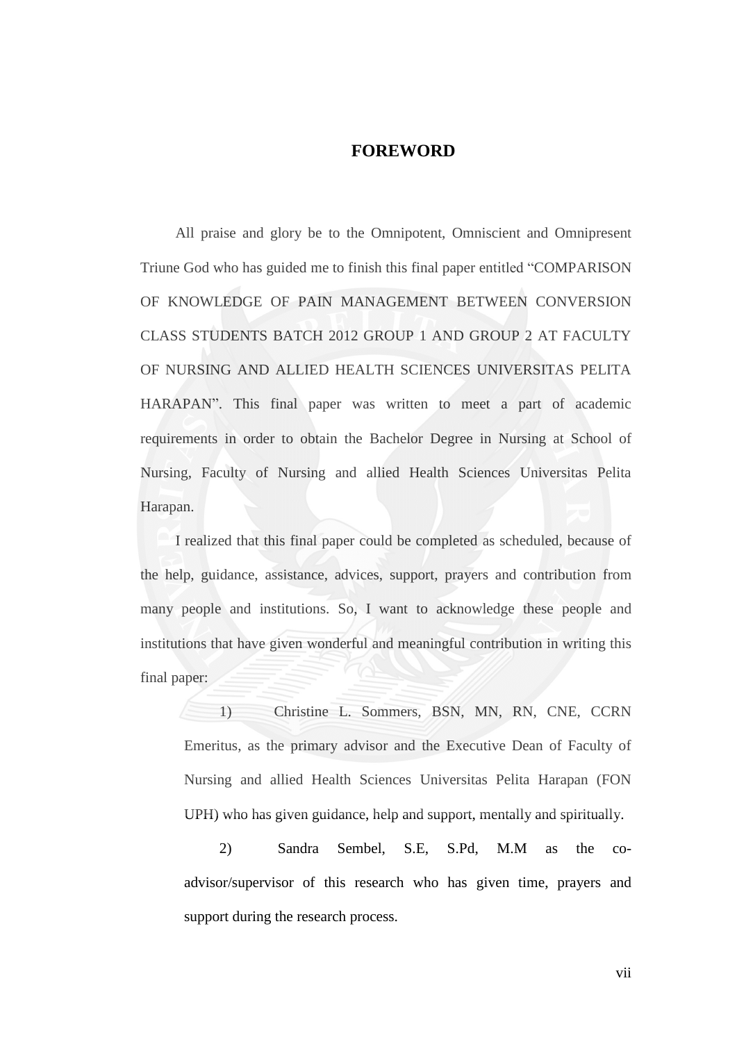# FOREWORD

All praise and glory be to the Omnipotent, Omniscient and Omnipresent Triune God who has guided me to finish this final paper entitled "COMPARISON OF KNOWLEDGE OF PAIN MANAGEMENT BETWEEN CONVERSION CLASS STUDENTS BATCH 2012 GROUP 1 AND GROUP 2 AT FACULTY OF NURSING AND ALLIED HEALTH SCIENCES UNIVERSITAS PELITA HARAPAN". This final paper was written to meet a part of academic requirements in order to obtain the Bachelor Degree in Nursing at School of Nursing, Faculty of Nursing and allied Health Sciences Universitas Pelita Harapan.

I realized that this final paper could be completed as scheduled, because of the help, guidance, assistance, advices, support, prayers and contribution from many people and institutions. So, I want to acknowledge these people and institutions that have given wonderful and meaningful contribution in writing this final paper:

1) Christine L. Sommers, BSN, MN, RN, CNE, CCRN Emeritus, as the primary advisor and the Executive Dean of Faculty of Nursing and allied Health Sciences Universitas Pelita Harapan (FON UPH) who has given guidance, help and support, mentally and spiritually.

2) Sandra Sembel, S.E, S.Pd, M.M as the co-advisor/supervisor of this research who has given time, prayers and support during the research process.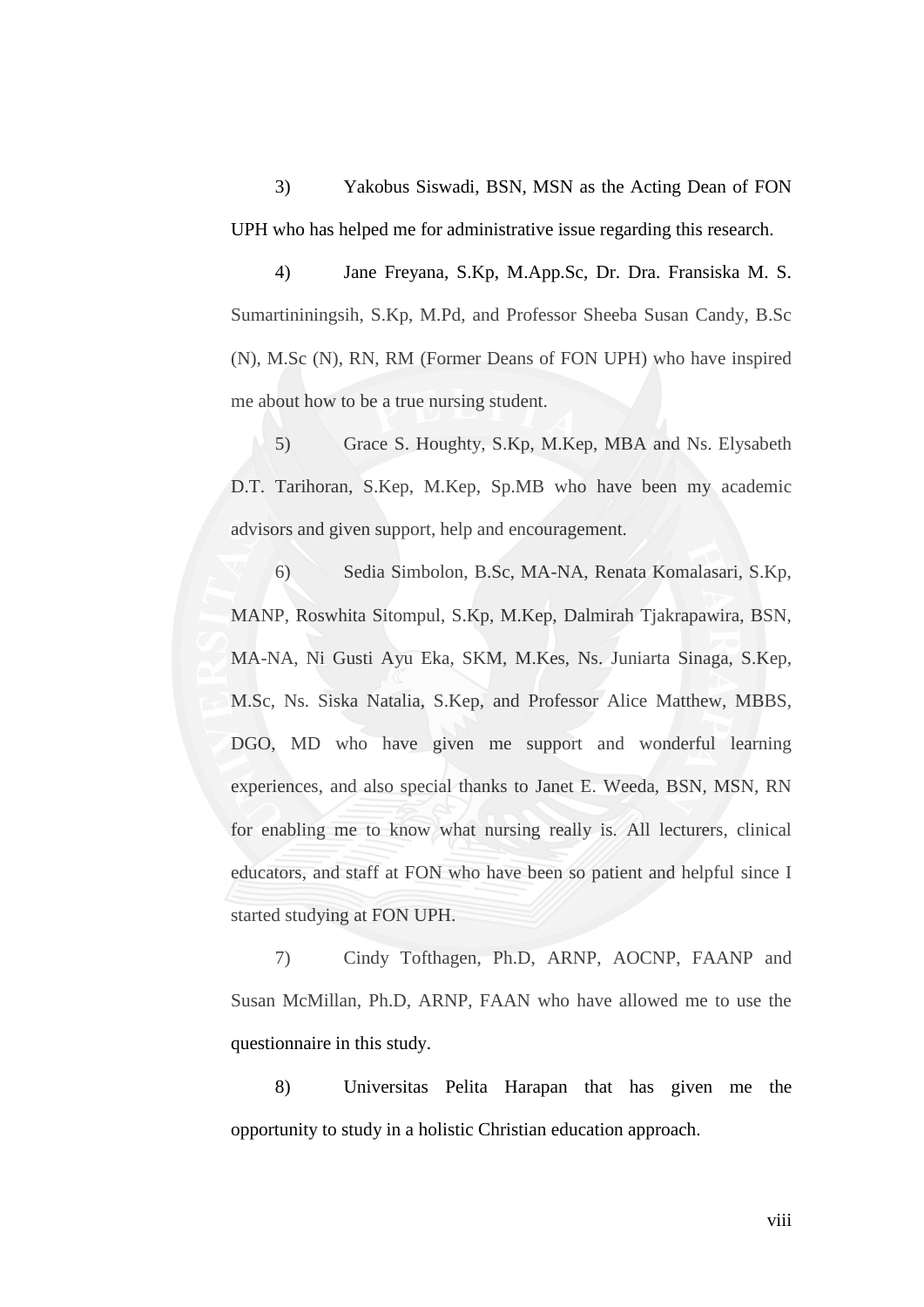3) Yakobus Siswadi, BSN, MSN as the Acting Dean of FON UPH who has helped me for administrative issue regarding this research.

4) Jane Freyana, S.Kp, M.App.Sc, Dr. Dra. Fransiska M. S. Sumartininingsih, S.Kp, M.Pd, and Professor Sheeba Susan Candy, B.Sc (N), M.Sc (N), RN, RM (Former Deans of FON UPH) who have inspired me about how to be a true nursing student.

5) Grace S. Houghty, S.Kp, M.Kep, MBA and Ns. Elysabeth D.T. Tarihoran, S.Kep, M.Kep, Sp.MB who have been my academic advisors and given support, help and encouragement.

6) Sedia Simbolon, B.Sc, MA-NA, Renata Komalasari, S.Kp, MANP, Roswhita Sitompul, S.Kp, M.Kep, Dalmirah Tjakrapawira, BSN, MA-NA, Ni Gusti Ayu Eka, SKM, M.Kes, Ns. Juniarta Sinaga, S.Kep, M.Sc, Ns. Siska Natalia, S.Kep, and Professor Alice Matthew, MBBS, DGO, MD who have given me support and wonderful learning experiences, and also special thanks to Janet E. Weeda, BSN, MSN, RN for enabling me to know what nursing really is. All lecturers, clinical educators, and staff at FON who have been so patient and helpful since I started studying at FON UPH.

7) Cindy Tofthagen, Ph.D, ARNP, AOCNP, FAANP and Susan McMillan, Ph.D, ARNP, FAAN who have allowed me to use the questionnaire in this study.

8) Universitas Pelita Harapan that has given me the opportunity to study in a holistic Christian education approach.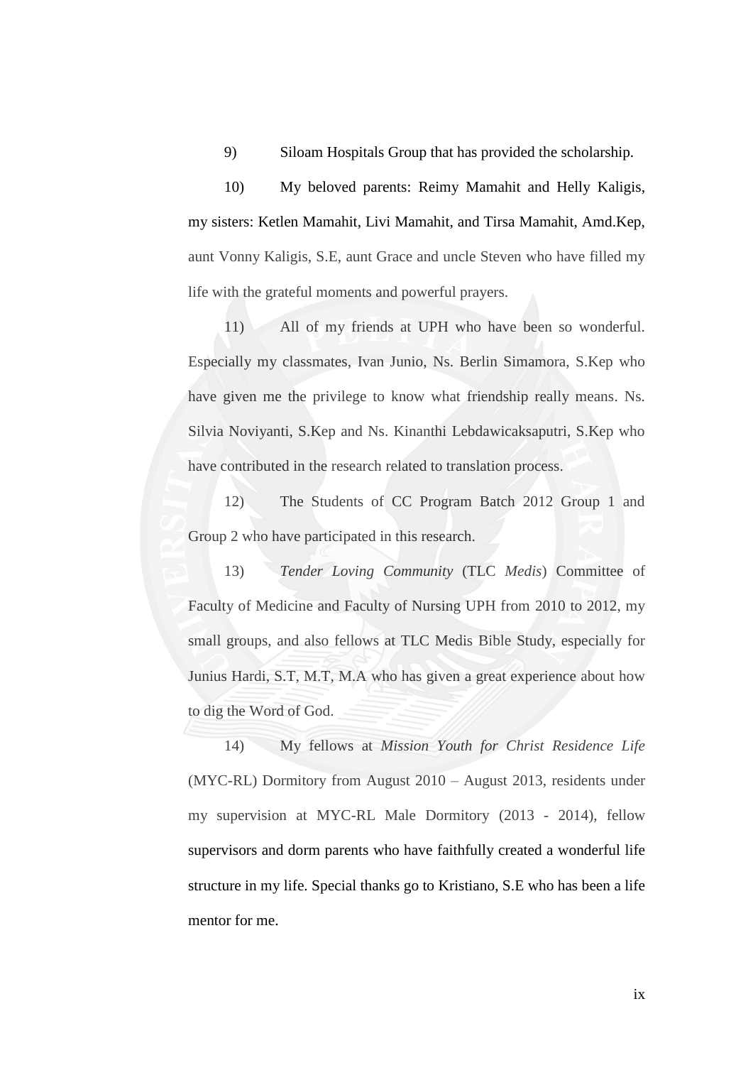9) Siloam Hospitals Group that has provided the scholarship.

10) My beloved parents: Reimy Mamahit and Helly Kaligis, my sisters: Ketlen Mamahit, Livi Mamahit, and Tirsa Mamahit, Amd.Kep, aunt Vonny Kaligis, S.E, aunt Grace and uncle Steven who have filled my life with the grateful moments and powerful prayers.

11) All of my friends at UPH who have been so wonderful. Especially my classmates, Ivan Junio, Ns. Berlin Simamora, S.Kep who have given me the privilege to know what friendship really means. Ns. Silvia Noviyanti, S.Kep and Ns. Kinanthi Lebdawicaksaputri, S.Kep who have contributed in the research related to translation process.

12) The Students of CC Program Batch 2012 Group 1 and Group 2 who have participated in this research.

13) *Tender Loving Community* (TLC *Medis*) Committee of Faculty of Medicine and Faculty of Nursing UPH from 2010 to 2012, my small groups, and also fellows at TLC Medis Bible Study, especially for Junius Hardi, S.T, M.T, M.A who has given a great experience about how to dig the Word of God.

14) My fellows at *Mission Youth for Christ Residence Life* (MYC-RL) Dormitory from August 2010 – August 2013, residents under my supervision at MYC-RL Male Dormitory (2013 - 2014), fellow supervisors and dorm parents who have faithfully created a wonderful life structure in my life. Special thanks go to Kristiano, S.E who has been a life mentor for me.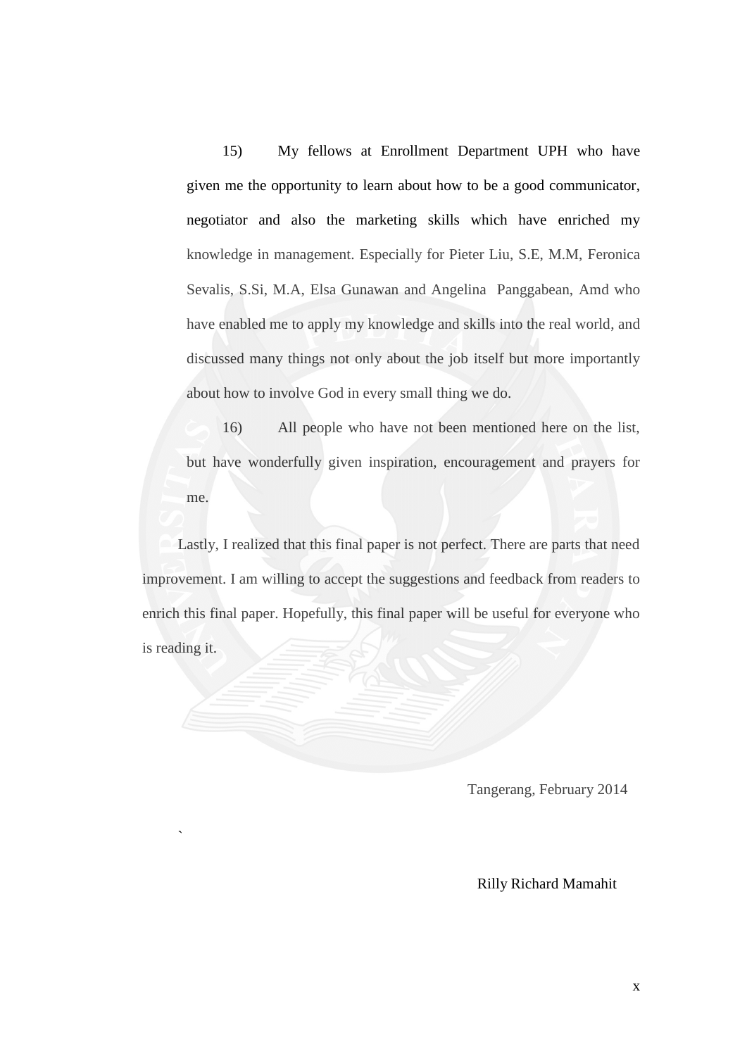15) My fellows at Enrollment Department UPH who have given me the opportunity to learn about how to be a good communicator, negotiator and also the marketing skills which have enriched my knowledge in management. Especially for Pieter Liu, S.E, M.M, Feronica Sevalis, S.Si, M.A, Elsa Gunawan and Angelina Panggabean, Amd who have enabled me to apply my knowledge and skills into the real world, and discussed many things not only about the job itself but more importantly about how to involve God in every small thing we do.

16) All people who have not been mentioned here on the list, but have wonderfully given inspiration, encouragement and prayers for me.

Lastly, I realized that this final paper is not perfect. There are parts that need improvement. I am willing to accept the suggestions and feedback from readers to enrich this final paper. Hopefully, this final paper will be useful for everyone who is reading it.

Tangerang, February 2014

Rilly Richard Mamahit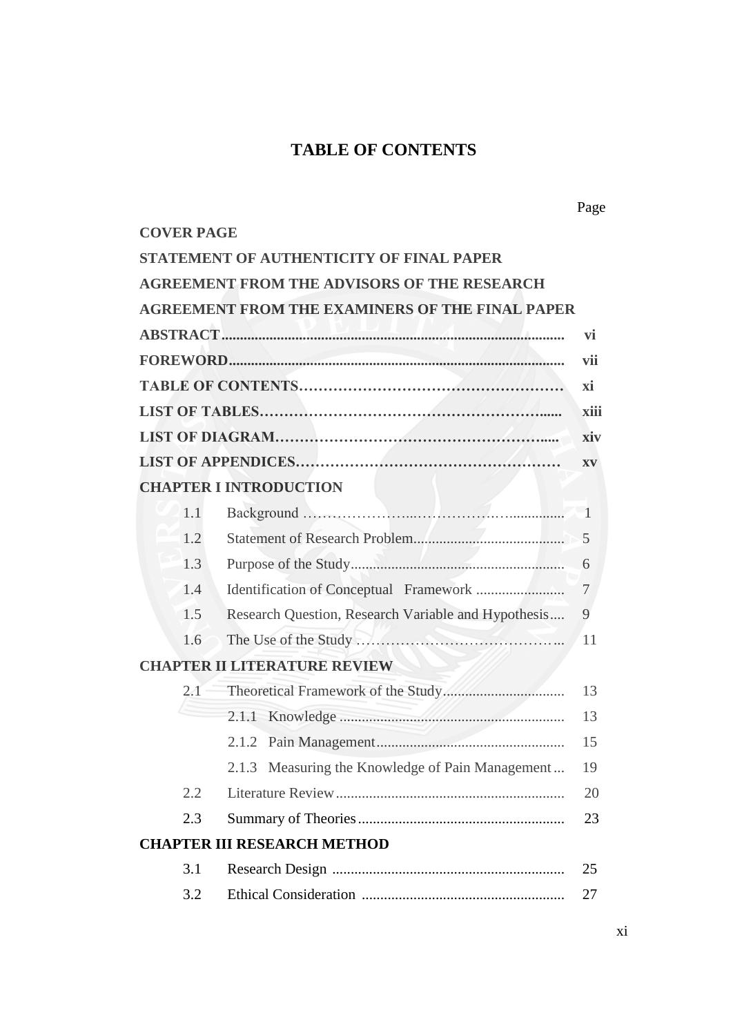# TABLE OF CONTENTS

| | | Page |
|---|---|---|
| **COVER PAGE** | | |
| **STATEMENT OF AUTHENTICITY OF FINAL PAPER** | | |
| **AGREEMENT FROM THE ADVISORS OF THE RESEARCH** | | |
| **AGREEMENT FROM THE EXAMINERS OF THE FINAL PAPER** | | |
| **ABSTRACT** | | **vi** |
| **FOREWORD** | | **vii** |
| **TABLE OF CONTENTS** | | **xi** |
| **LIST OF TABLES** | | **xiii** |
| **LIST OF DIAGRAM** | | **xiv** |
| **LIST OF APPENDICES** | | **xv** |
| **CHAPTER I INTRODUCTION** | | |
| 1.1 | Background | 1 |
| 1.2 | Statement of Research Problem | 5 |
| 1.3 | Purpose of the Study | 6 |
| 1.4 | Identification of Conceptual Framework | 7 |
| 1.5 | Research Question, Research Variable and Hypothesis | 9 |
| 1.6 | The Use of the Study | 11 |
| **CHAPTER II LITERATURE REVIEW** | | |
| 2.1 | Theoretical Framework of the Study | 13 |
| | 2.1.1 Knowledge | 13 |
| | 2.1.2 Pain Management | 15 |
| | 2.1.3 Measuring the Knowledge of Pain Management | 19 |
| 2.2 | Literature Review | 20 |
| 2.3 | Summary of Theories | 23 |
| **CHAPTER III RESEARCH METHOD** | | |
| 3.1 | Research Design | 25 |
| 3.2 | Ethical Consideration | 27 |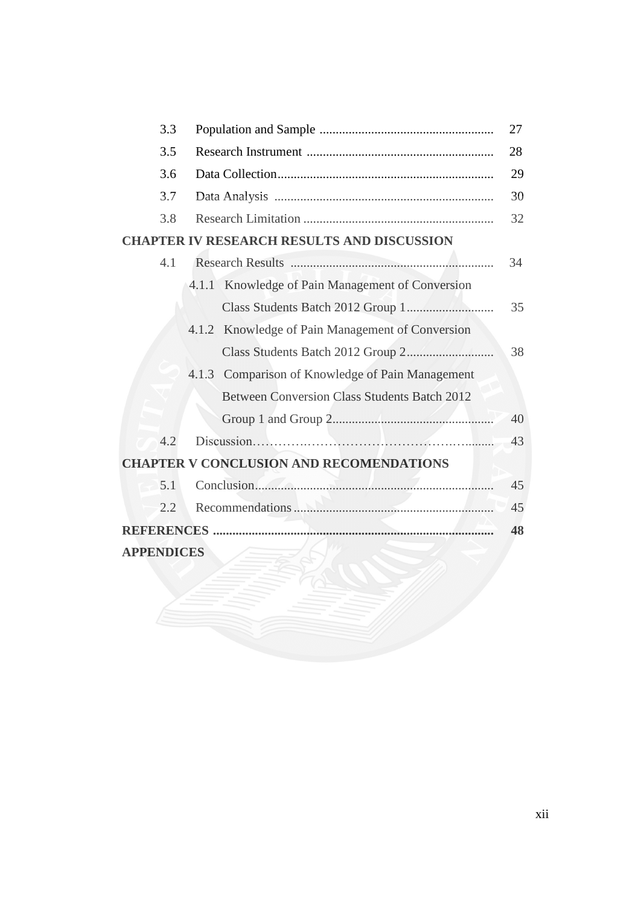3.3 Population and Sample ...................................................... 27

3.5 Research Instrument .......................................................... 28

3.6 Data Collection................................................................... 29

3.7 Data Analysis .................................................................... 30

3.8 Research Limitation ........................................................... 32

**CHAPTER IV RESEARCH RESULTS AND DISCUSSION**

4.1 Research Results ............................................................... 34

4.1.1 Knowledge of Pain Management of Conversion Class Students Batch 2012 Group 1........................... 35

4.1.2 Knowledge of Pain Management of Conversion Class Students Batch 2012 Group 2........................... 38

4.1.3 Comparison of Knowledge of Pain Management Between Conversion Class Students Batch 2012 Group 1 and Group 2.................................................. 40

4.2 Discussion…………..……………………………….......... 43

**CHAPTER V CONCLUSION AND RECOMENDATIONS**

5.1 Conclusion......................................................................... 45

2.2 Recommendations ............................................................. 45

**REFERENCES ..................................................................................... 48**

**APPENDICES**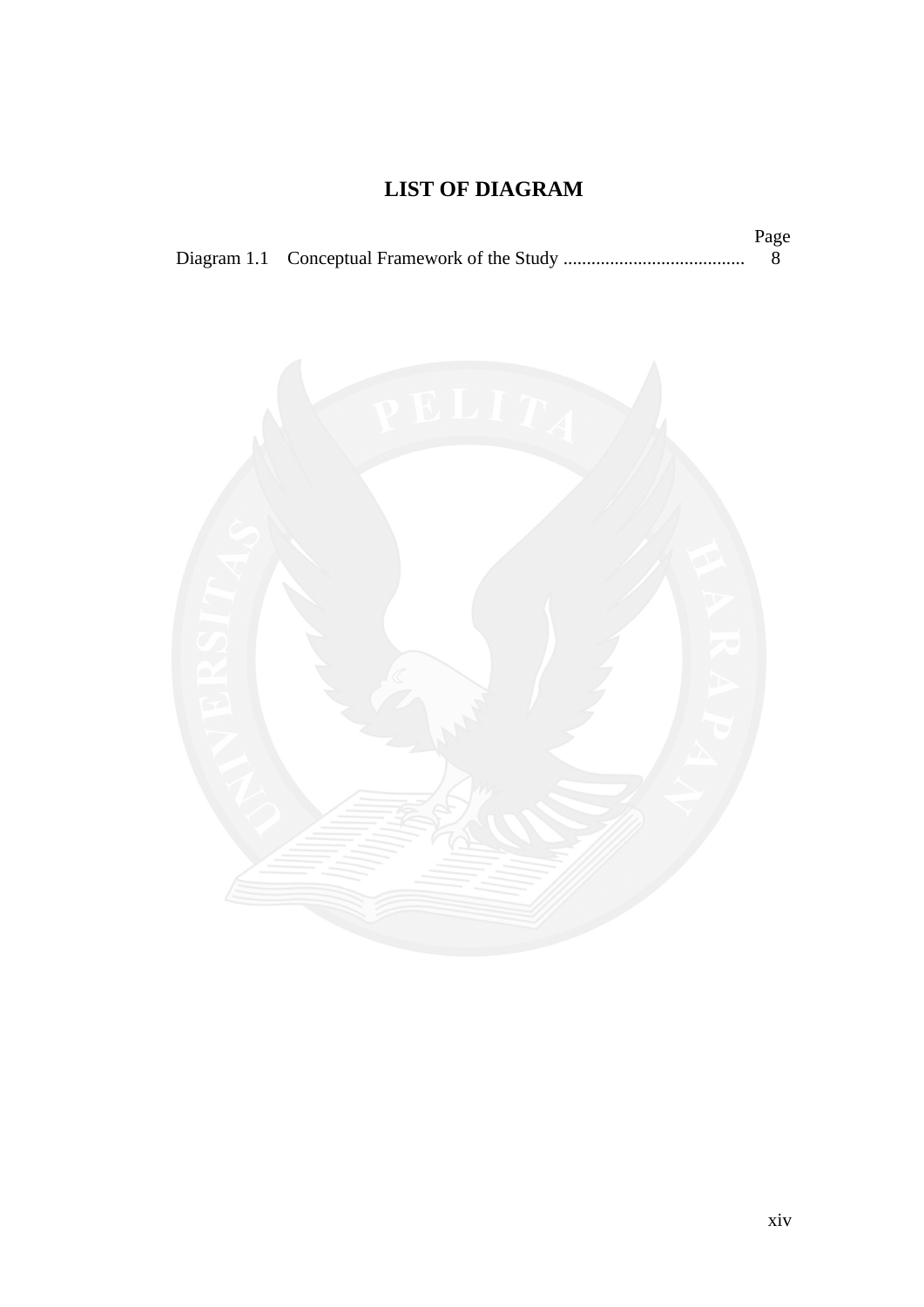# LIST OF DIAGRAM

| | | Page |
|---|---|---|
| Diagram 1.1 | Conceptual Framework of the Study ....................................... | 8 |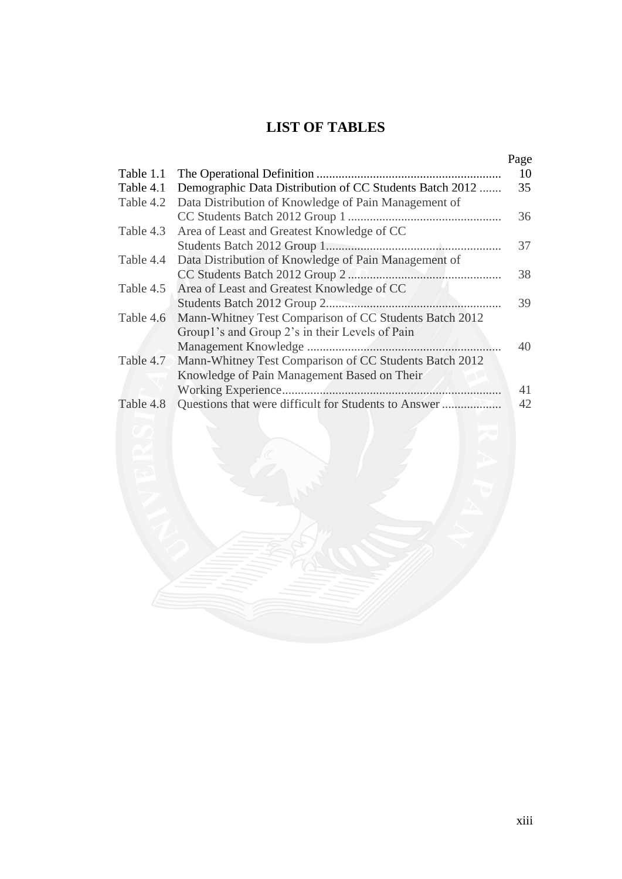# LIST OF TABLES

| | | Page |
|---|---|---|
| Table 1.1 | The Operational Definition | 10 |
| Table 4.1 | Demographic Data Distribution of CC Students Batch 2012 | 35 |
| Table 4.2 | Data Distribution of Knowledge of Pain Management of CC Students Batch 2012 Group 1 | 36 |
| Table 4.3 | Area of Least and Greatest Knowledge of CC Students Batch 2012 Group 1 | 37 |
| Table 4.4 | Data Distribution of Knowledge of Pain Management of CC Students Batch 2012 Group 2 | 38 |
| Table 4.5 | Area of Least and Greatest Knowledge of CC Students Batch 2012 Group 2 | 39 |
| Table 4.6 | Mann-Whitney Test Comparison of CC Students Batch 2012 Group1's and Group 2's in their Levels of Pain Management Knowledge | 40 |
| Table 4.7 | Mann-Whitney Test Comparison of CC Students Batch 2012 Knowledge of Pain Management Based on Their Working Experience | 41 |
| Table 4.8 | Questions that were difficult for Students to Answer | 42 |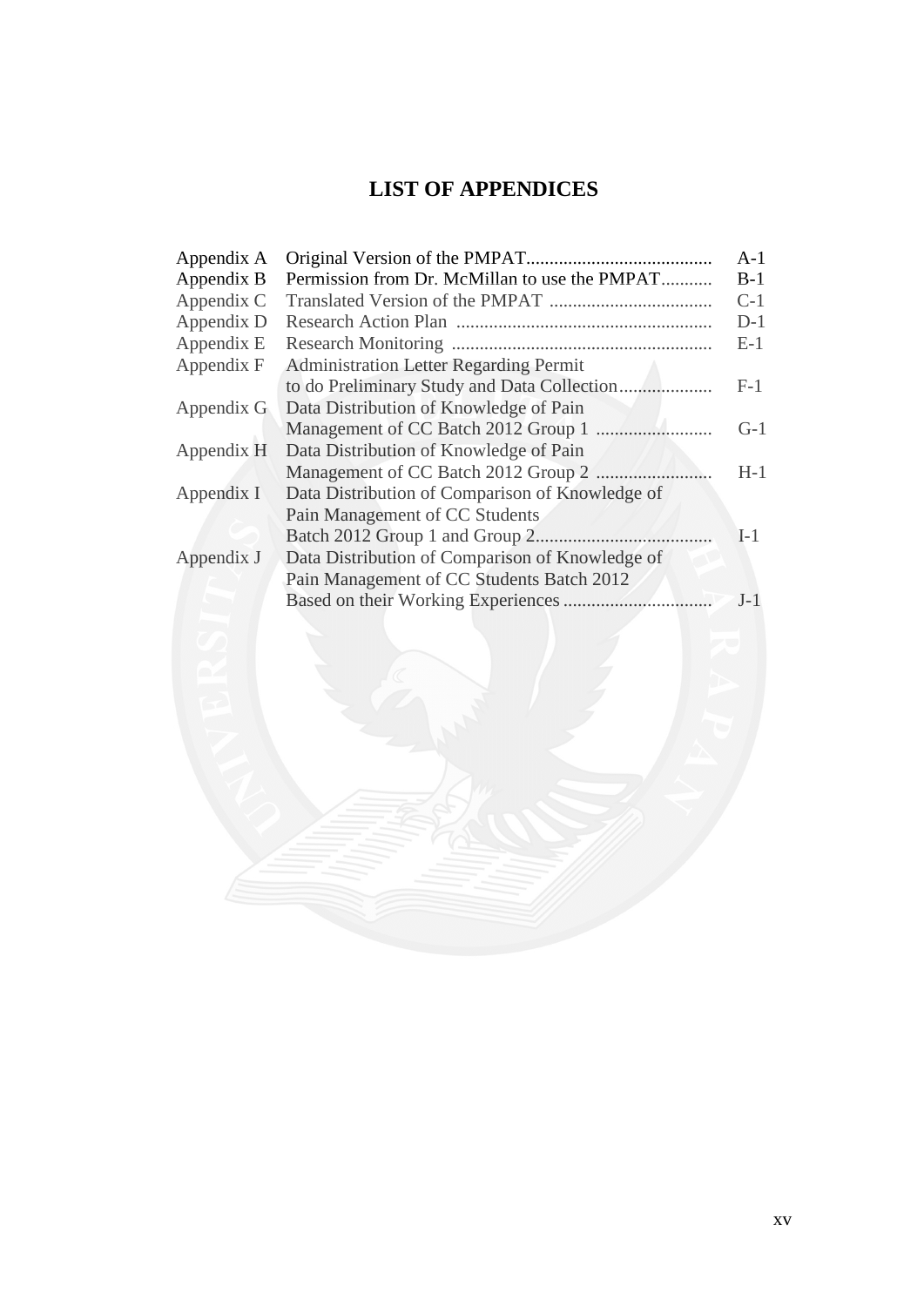# LIST OF APPENDICES

| | | |
|---|---|---|
| Appendix A | Original Version of the PMPAT........................................ | A-1 |
| Appendix B | Permission from Dr. McMillan to use the PMPAT........... | B-1 |
| Appendix C | Translated Version of the PMPAT ................................... | C-1 |
| Appendix D | Research Action Plan ....................................................... | D-1 |
| Appendix E | Research Monitoring ........................................................ | E-1 |
| Appendix F | Administration Letter Regarding Permit to do Preliminary Study and Data Collection.................... | F-1 |
| Appendix G | Data Distribution of Knowledge of Pain Management of CC Batch 2012 Group 1 ......................... | G-1 |
| Appendix H | Data Distribution of Knowledge of Pain Management of CC Batch 2012 Group 2 ......................... | H-1 |
| Appendix I | Data Distribution of Comparison of Knowledge of Pain Management of CC Students Batch 2012 Group 1 and Group 2...................................... | I-1 |
| Appendix J | Data Distribution of Comparison of Knowledge of Pain Management of CC Students Batch 2012 Based on their Working Experiences ................................ | J-1 |